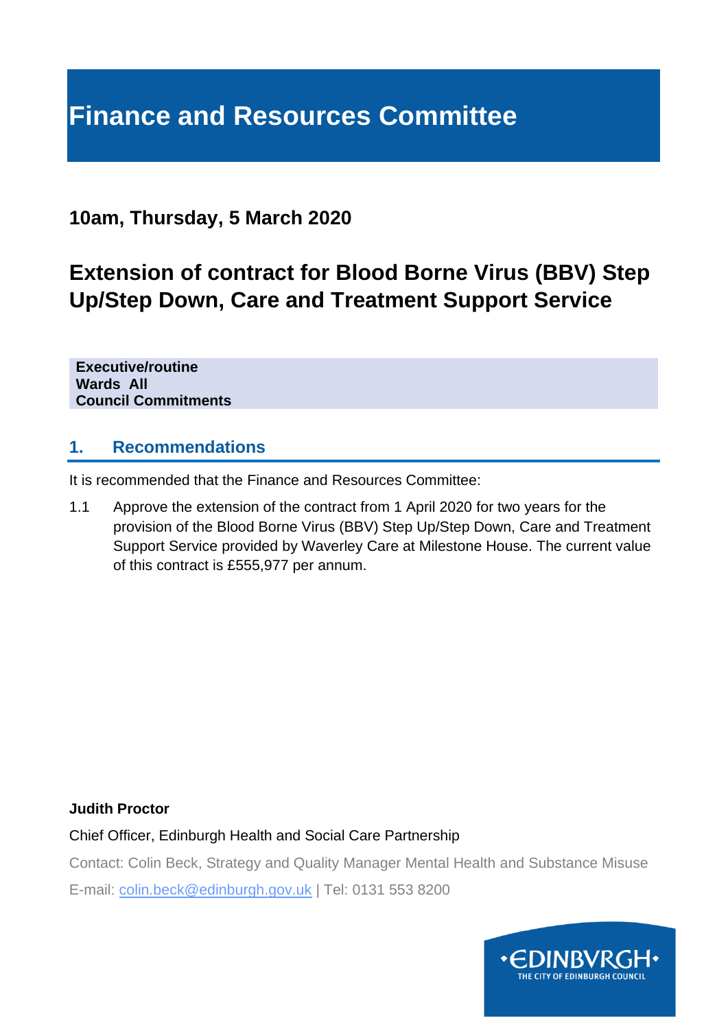# Finance and Resources Committee

## 10am, Thursday, 5 March 2020

## Extension of contract for Blood Borne Virus (BBV) Step Up/Step Down, Care and Treatment Support Service

**Executive/routine**
**Wards All**
**Council Commitments**

## 1. Recommendations

It is recommended that the Finance and Resources Committee:

1.1 Approve the extension of the contract from 1 April 2020 for two years for the provision of the Blood Borne Virus (BBV) Step Up/Step Down, Care and Treatment Support Service provided by Waverley Care at Milestone House. The current value of this contract is £555,977 per annum.

**Judith Proctor**

Chief Officer, Edinburgh Health and Social Care Partnership

Contact: Colin Beck, Strategy and Quality Manager Mental Health and Substance Misuse

E-mail: colin.beck@edinburgh.gov.uk | Tel: 0131 553 8200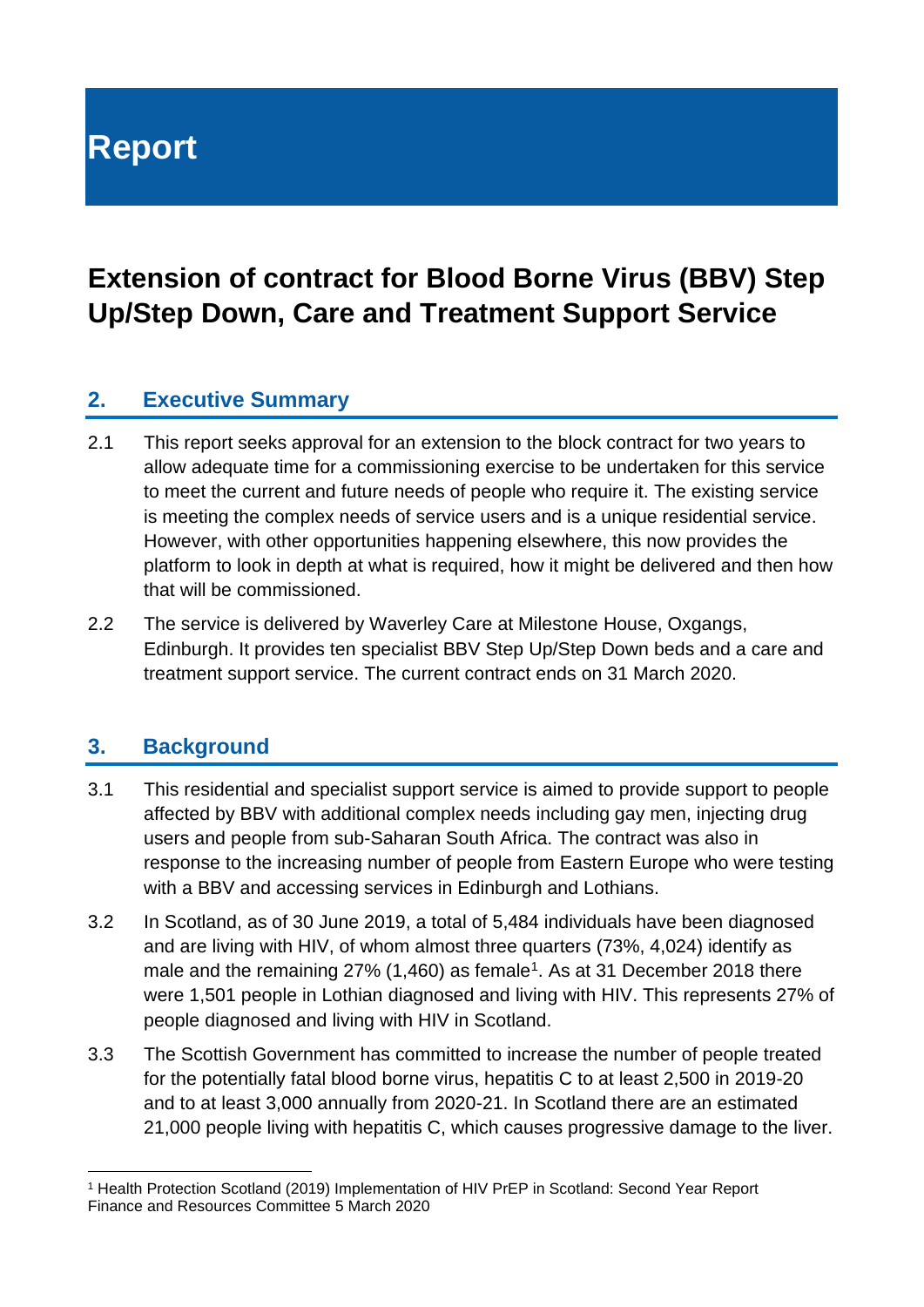# Report

## Extension of contract for Blood Borne Virus (BBV) Step Up/Step Down, Care and Treatment Support Service

### 2. Executive Summary

2.1 This report seeks approval for an extension to the block contract for two years to allow adequate time for a commissioning exercise to be undertaken for this service to meet the current and future needs of people who require it. The existing service is meeting the complex needs of service users and is a unique residential service. However, with other opportunities happening elsewhere, this now provides the platform to look in depth at what is required, how it might be delivered and then how that will be commissioned.

2.2 The service is delivered by Waverley Care at Milestone House, Oxgangs, Edinburgh. It provides ten specialist BBV Step Up/Step Down beds and a care and treatment support service. The current contract ends on 31 March 2020.

### 3. Background

3.1 This residential and specialist support service is aimed to provide support to people affected by BBV with additional complex needs including gay men, injecting drug users and people from sub-Saharan South Africa. The contract was also in response to the increasing number of people from Eastern Europe who were testing with a BBV and accessing services in Edinburgh and Lothians.

3.2 In Scotland, as of 30 June 2019, a total of 5,484 individuals have been diagnosed and are living with HIV, of whom almost three quarters (73%, 4,024) identify as male and the remaining 27% (1,460) as female[1]. As at 31 December 2018 there were 1,501 people in Lothian diagnosed and living with HIV. This represents 27% of people diagnosed and living with HIV in Scotland.

3.3 The Scottish Government has committed to increase the number of people treated for the potentially fatal blood borne virus, hepatitis C to at least 2,500 in 2019-20 and to at least 3,000 annually from 2020-21. In Scotland there are an estimated 21,000 people living with hepatitis C, which causes progressive damage to the liver.

[1] Health Protection Scotland (2019) Implementation of HIV PrEP in Scotland: Second Year Report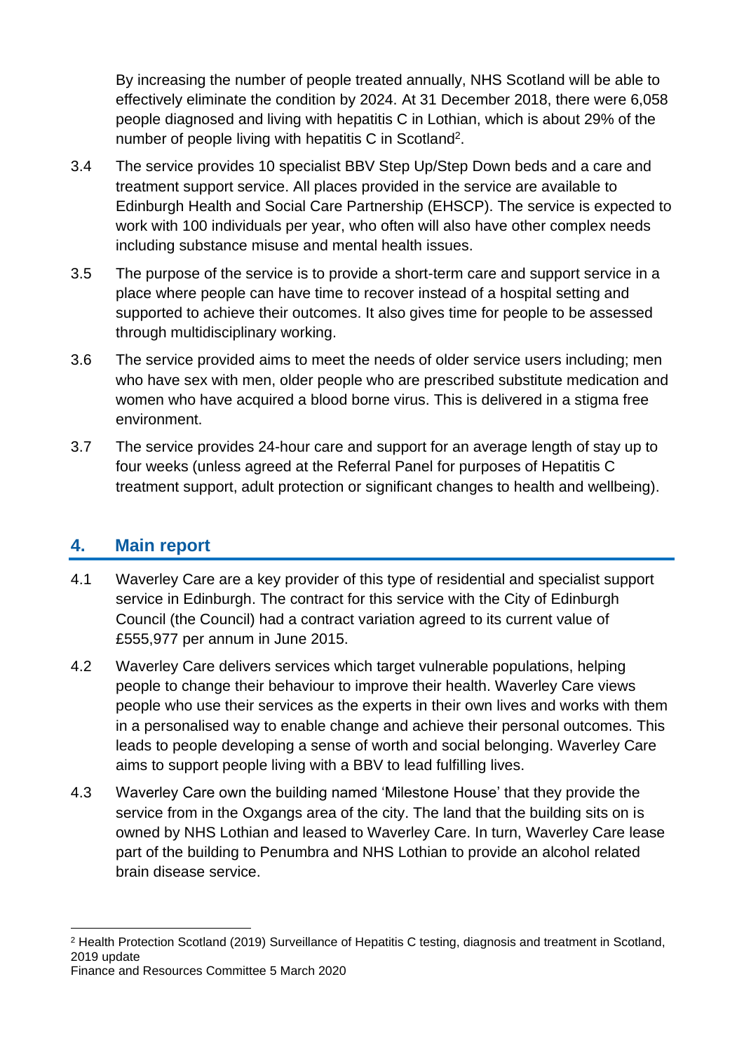By increasing the number of people treated annually, NHS Scotland will be able to effectively eliminate the condition by 2024. At 31 December 2018, there were 6,058 people diagnosed and living with hepatitis C in Lothian, which is about 29% of the number of people living with hepatitis C in Scotland[2].

3.4 The service provides 10 specialist BBV Step Up/Step Down beds and a care and treatment support service. All places provided in the service are available to Edinburgh Health and Social Care Partnership (EHSCP). The service is expected to work with 100 individuals per year, who often will also have other complex needs including substance misuse and mental health issues.

3.5 The purpose of the service is to provide a short-term care and support service in a place where people can have time to recover instead of a hospital setting and supported to achieve their outcomes. It also gives time for people to be assessed through multidisciplinary working.

3.6 The service provided aims to meet the needs of older service users including; men who have sex with men, older people who are prescribed substitute medication and women who have acquired a blood borne virus. This is delivered in a stigma free environment.

3.7 The service provides 24-hour care and support for an average length of stay up to four weeks (unless agreed at the Referral Panel for purposes of Hepatitis C treatment support, adult protection or significant changes to health and wellbeing).

## 4. Main report

4.1 Waverley Care are a key provider of this type of residential and specialist support service in Edinburgh. The contract for this service with the City of Edinburgh Council (the Council) had a contract variation agreed to its current value of £555,977 per annum in June 2015.

4.2 Waverley Care delivers services which target vulnerable populations, helping people to change their behaviour to improve their health. Waverley Care views people who use their services as the experts in their own lives and works with them in a personalised way to enable change and achieve their personal outcomes. This leads to people developing a sense of worth and social belonging. Waverley Care aims to support people living with a BBV to lead fulfilling lives.

4.3 Waverley Care own the building named 'Milestone House' that they provide the service from in the Oxgangs area of the city. The land that the building sits on is owned by NHS Lothian and leased to Waverley Care. In turn, Waverley Care lease part of the building to Penumbra and NHS Lothian to provide an alcohol related brain disease service.

[2] Health Protection Scotland (2019) Surveillance of Hepatitis C testing, diagnosis and treatment in Scotland, 2019 update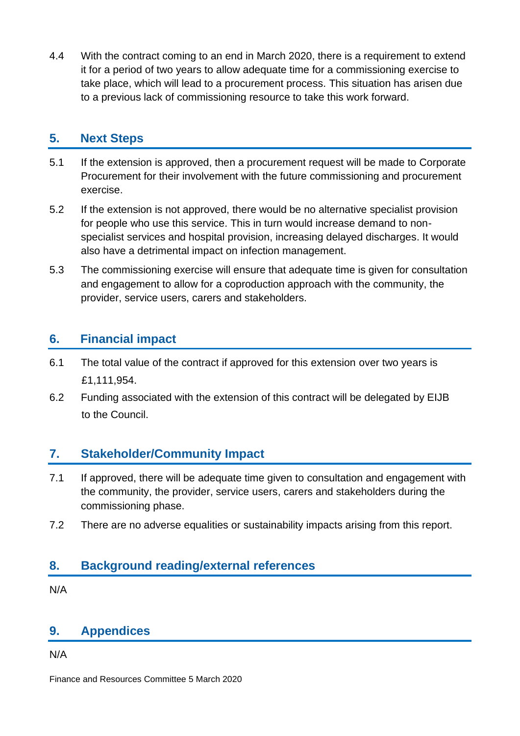4.4 With the contract coming to an end in March 2020, there is a requirement to extend it for a period of two years to allow adequate time for a commissioning exercise to take place, which will lead to a procurement process. This situation has arisen due to a previous lack of commissioning resource to take this work forward.

## 5. Next Steps

5.1 If the extension is approved, then a procurement request will be made to Corporate Procurement for their involvement with the future commissioning and procurement exercise.

5.2 If the extension is not approved, there would be no alternative specialist provision for people who use this service. This in turn would increase demand to non-specialist services and hospital provision, increasing delayed discharges. It would also have a detrimental impact on infection management.

5.3 The commissioning exercise will ensure that adequate time is given for consultation and engagement to allow for a coproduction approach with the community, the provider, service users, carers and stakeholders.

## 6. Financial impact

6.1 The total value of the contract if approved for this extension over two years is £1,111,954.

6.2 Funding associated with the extension of this contract will be delegated by EIJB to the Council.

## 7. Stakeholder/Community Impact

7.1 If approved, there will be adequate time given to consultation and engagement with the community, the provider, service users, carers and stakeholders during the commissioning phase.

7.2 There are no adverse equalities or sustainability impacts arising from this report.

## 8. Background reading/external references

N/A

## 9. Appendices

N/A